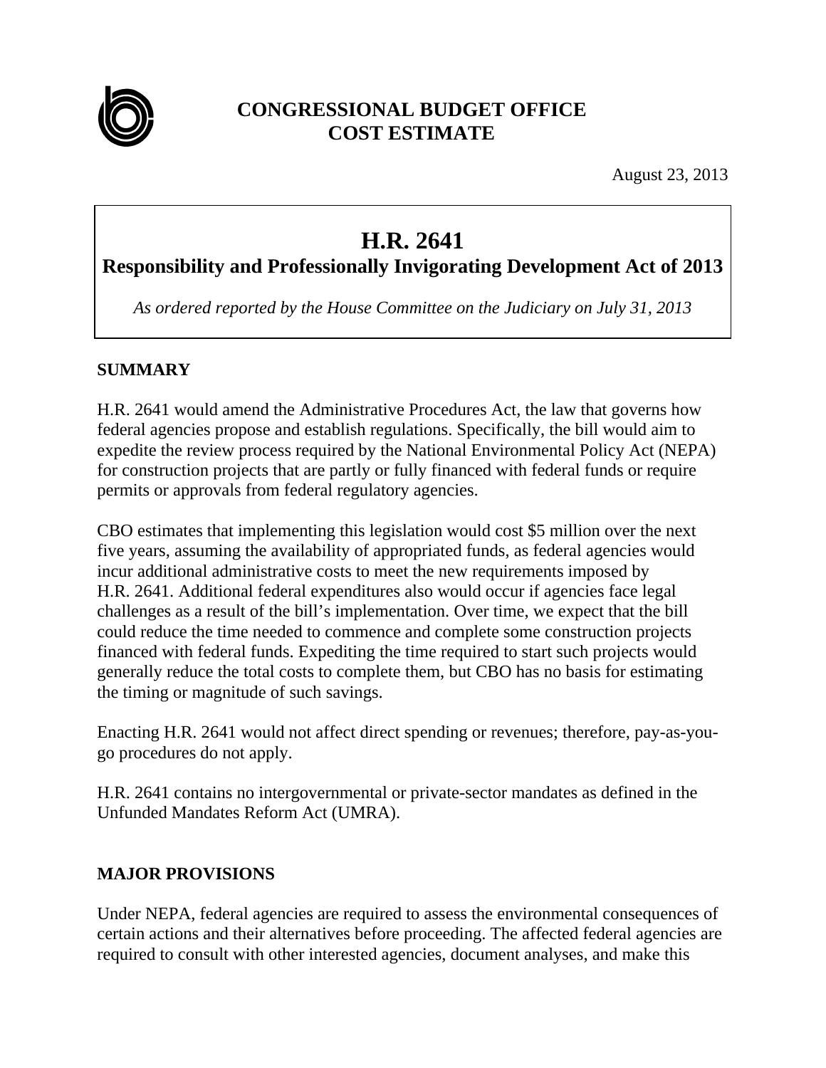# CONGRESSIONAL BUDGET OFFICE
# COST ESTIMATE

August 23, 2013

## H.R. 2641
### Responsibility and Professionally Invigorating Development Act of 2013

*As ordered reported by the House Committee on the Judiciary on July 31, 2013*

## SUMMARY

H.R. 2641 would amend the Administrative Procedures Act, the law that governs how federal agencies propose and establish regulations. Specifically, the bill would aim to expedite the review process required by the National Environmental Policy Act (NEPA) for construction projects that are partly or fully financed with federal funds or require permits or approvals from federal regulatory agencies.

CBO estimates that implementing this legislation would cost $5 million over the next five years, assuming the availability of appropriated funds, as federal agencies would incur additional administrative costs to meet the new requirements imposed by H.R. 2641. Additional federal expenditures also would occur if agencies face legal challenges as a result of the bill's implementation. Over time, we expect that the bill could reduce the time needed to commence and complete some construction projects financed with federal funds. Expediting the time required to start such projects would generally reduce the total costs to complete them, but CBO has no basis for estimating the timing or magnitude of such savings.

Enacting H.R. 2641 would not affect direct spending or revenues; therefore, pay-as-you-go procedures do not apply.

H.R. 2641 contains no intergovernmental or private-sector mandates as defined in the Unfunded Mandates Reform Act (UMRA).

## MAJOR PROVISIONS

Under NEPA, federal agencies are required to assess the environmental consequences of certain actions and their alternatives before proceeding. The affected federal agencies are required to consult with other interested agencies, document analyses, and make this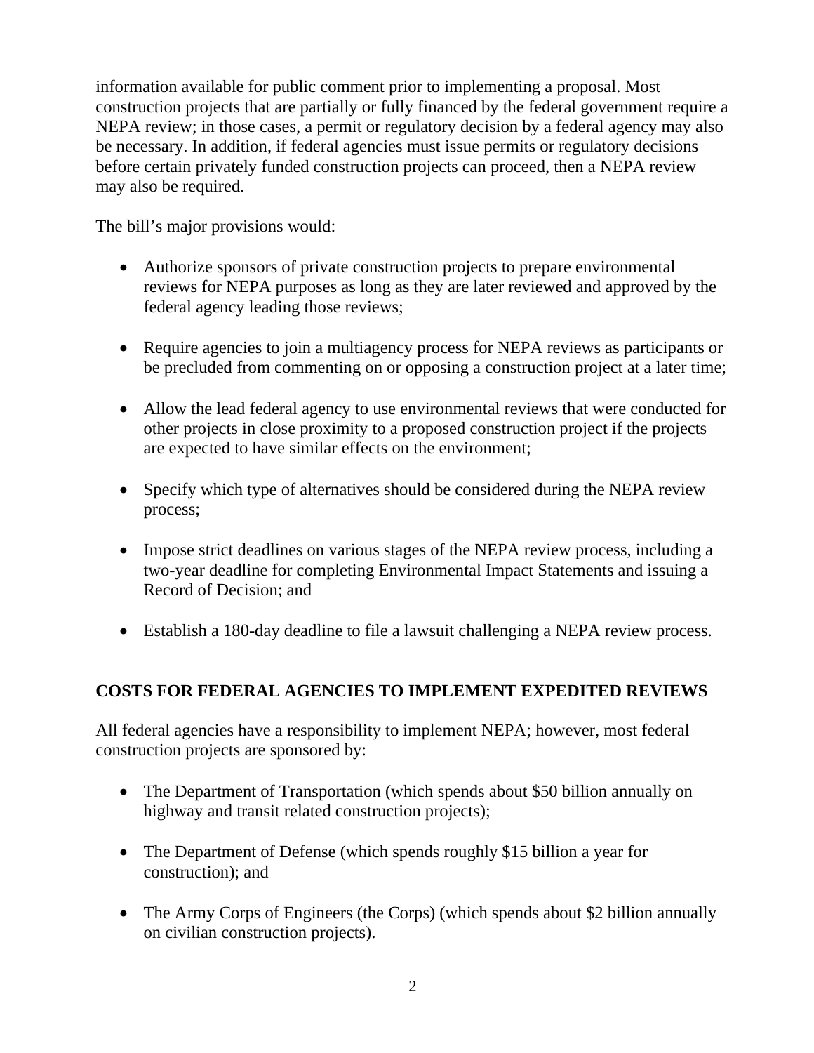information available for public comment prior to implementing a proposal. Most construction projects that are partially or fully financed by the federal government require a NEPA review; in those cases, a permit or regulatory decision by a federal agency may also be necessary. In addition, if federal agencies must issue permits or regulatory decisions before certain privately funded construction projects can proceed, then a NEPA review may also be required.

The bill's major provisions would:

- Authorize sponsors of private construction projects to prepare environmental reviews for NEPA purposes as long as they are later reviewed and approved by the federal agency leading those reviews;

- Require agencies to join a multiagency process for NEPA reviews as participants or be precluded from commenting on or opposing a construction project at a later time;

- Allow the lead federal agency to use environmental reviews that were conducted for other projects in close proximity to a proposed construction project if the projects are expected to have similar effects on the environment;

- Specify which type of alternatives should be considered during the NEPA review process;

- Impose strict deadlines on various stages of the NEPA review process, including a two-year deadline for completing Environmental Impact Statements and issuing a Record of Decision; and

- Establish a 180-day deadline to file a lawsuit challenging a NEPA review process.

## COSTS FOR FEDERAL AGENCIES TO IMPLEMENT EXPEDITED REVIEWS

All federal agencies have a responsibility to implement NEPA; however, most federal construction projects are sponsored by:

- The Department of Transportation (which spends about $50 billion annually on highway and transit related construction projects);

- The Department of Defense (which spends roughly $15 billion a year for construction); and

- The Army Corps of Engineers (the Corps) (which spends about $2 billion annually on civilian construction projects).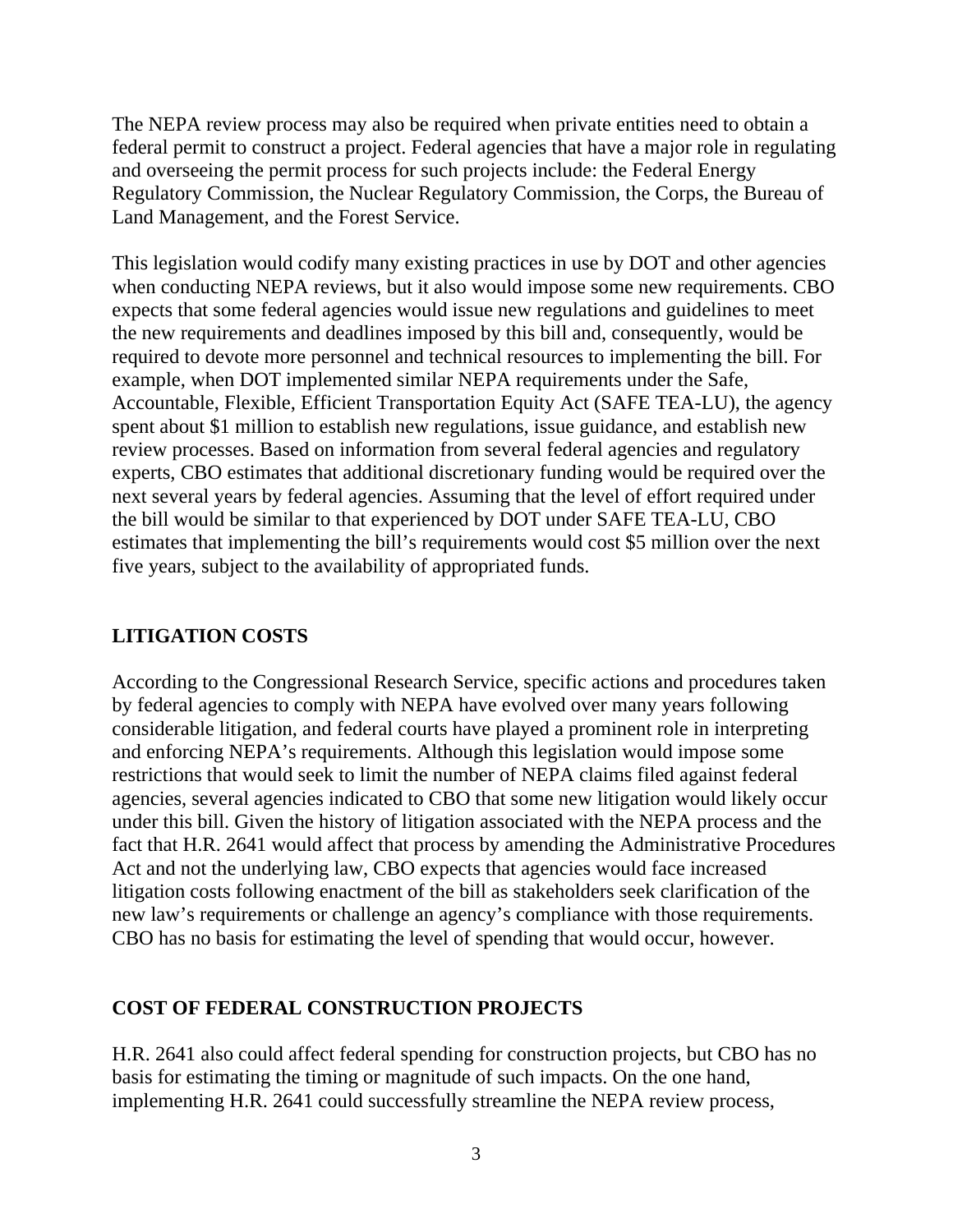The NEPA review process may also be required when private entities need to obtain a federal permit to construct a project. Federal agencies that have a major role in regulating and overseeing the permit process for such projects include: the Federal Energy Regulatory Commission, the Nuclear Regulatory Commission, the Corps, the Bureau of Land Management, and the Forest Service.

This legislation would codify many existing practices in use by DOT and other agencies when conducting NEPA reviews, but it also would impose some new requirements. CBO expects that some federal agencies would issue new regulations and guidelines to meet the new requirements and deadlines imposed by this bill and, consequently, would be required to devote more personnel and technical resources to implementing the bill. For example, when DOT implemented similar NEPA requirements under the Safe, Accountable, Flexible, Efficient Transportation Equity Act (SAFE TEA-LU), the agency spent about $1 million to establish new regulations, issue guidance, and establish new review processes. Based on information from several federal agencies and regulatory experts, CBO estimates that additional discretionary funding would be required over the next several years by federal agencies. Assuming that the level of effort required under the bill would be similar to that experienced by DOT under SAFE TEA-LU, CBO estimates that implementing the bill's requirements would cost $5 million over the next five years, subject to the availability of appropriated funds.

## LITIGATION COSTS

According to the Congressional Research Service, specific actions and procedures taken by federal agencies to comply with NEPA have evolved over many years following considerable litigation, and federal courts have played a prominent role in interpreting and enforcing NEPA's requirements. Although this legislation would impose some restrictions that would seek to limit the number of NEPA claims filed against federal agencies, several agencies indicated to CBO that some new litigation would likely occur under this bill. Given the history of litigation associated with the NEPA process and the fact that H.R. 2641 would affect that process by amending the Administrative Procedures Act and not the underlying law, CBO expects that agencies would face increased litigation costs following enactment of the bill as stakeholders seek clarification of the new law's requirements or challenge an agency's compliance with those requirements. CBO has no basis for estimating the level of spending that would occur, however.

## COST OF FEDERAL CONSTRUCTION PROJECTS

H.R. 2641 also could affect federal spending for construction projects, but CBO has no basis for estimating the timing or magnitude of such impacts. On the one hand, implementing H.R. 2641 could successfully streamline the NEPA review process,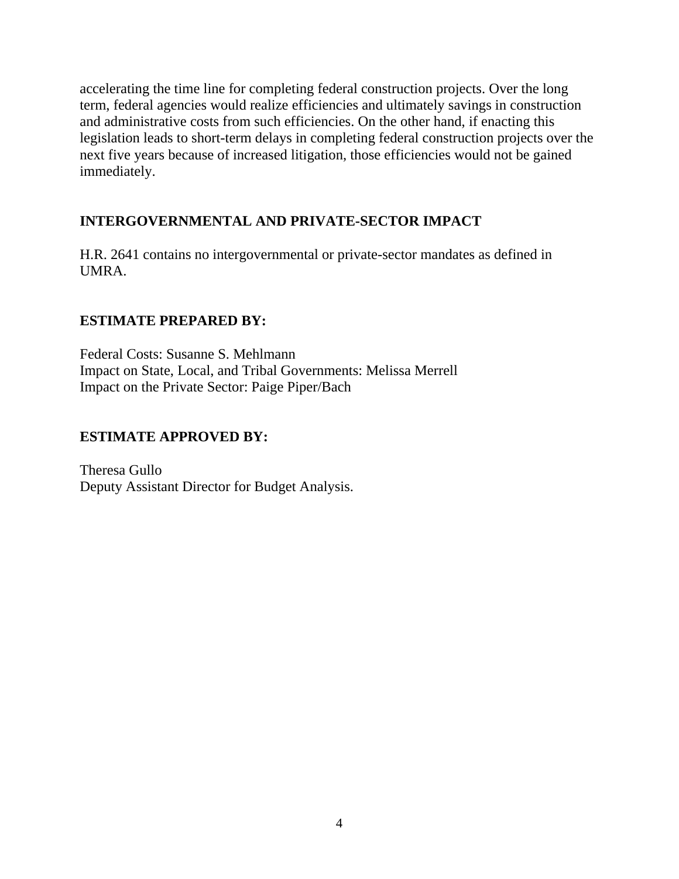accelerating the time line for completing federal construction projects. Over the long term, federal agencies would realize efficiencies and ultimately savings in construction and administrative costs from such efficiencies. On the other hand, if enacting this legislation leads to short-term delays in completing federal construction projects over the next five years because of increased litigation, those efficiencies would not be gained immediately.

## INTERGOVERNMENTAL AND PRIVATE-SECTOR IMPACT

H.R. 2641 contains no intergovernmental or private-sector mandates as defined in UMRA.

## ESTIMATE PREPARED BY:

Federal Costs: Susanne S. Mehlmann
Impact on State, Local, and Tribal Governments: Melissa Merrell
Impact on the Private Sector: Paige Piper/Bach

## ESTIMATE APPROVED BY:

Theresa Gullo
Deputy Assistant Director for Budget Analysis.